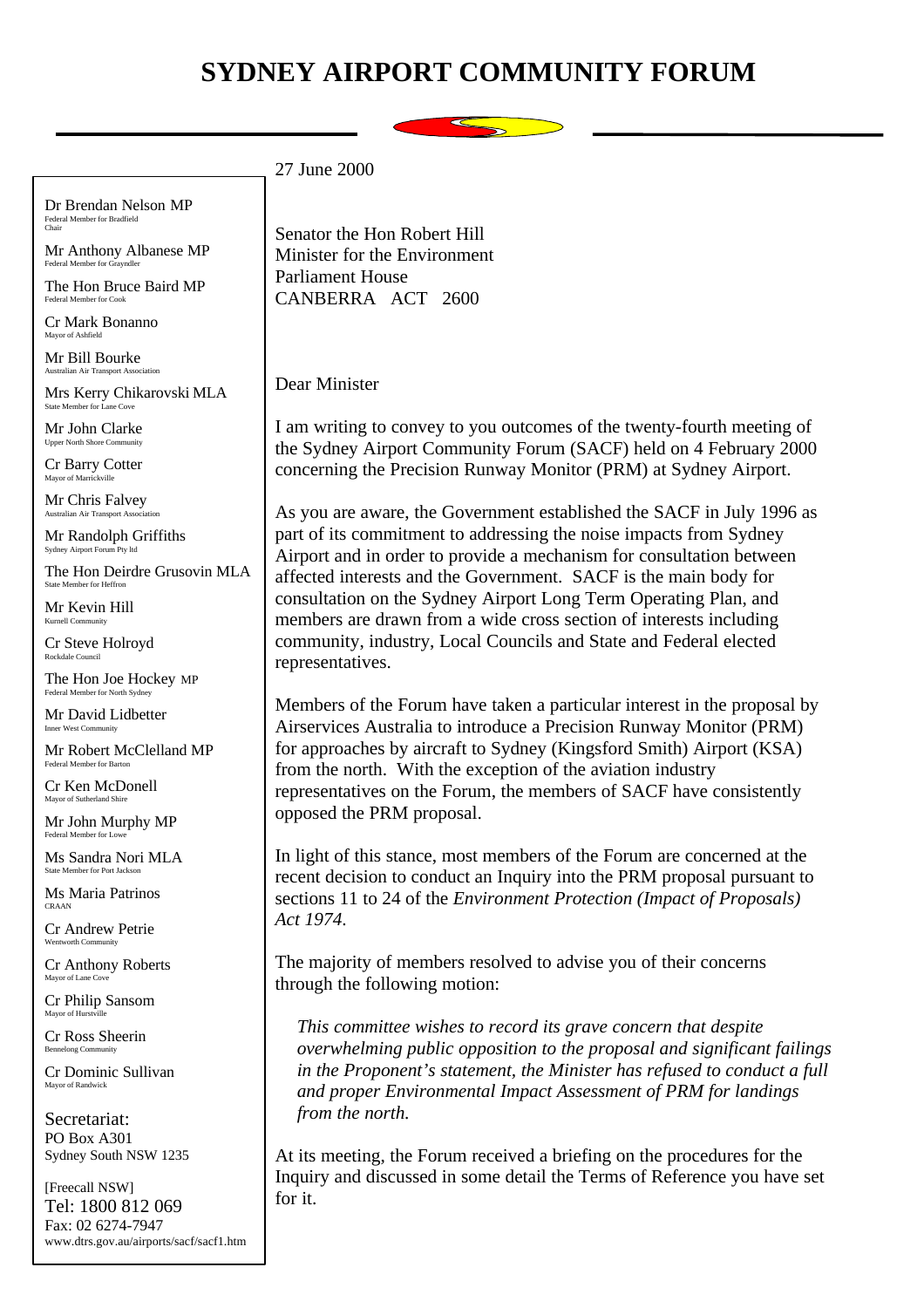# SYDNEY AIRPORT COMMUNITY FORUM

Dr Brendan Nelson MP
Federal Member for Bradfield
Chair

Mr Anthony Albanese MP
Federal Member for Grayndler

The Hon Bruce Baird MP
Federal Member for Cook

Cr Mark Bonanno
Mayor of Ashfield

Mr Bill Bourke
Australian Air Transport Association

Mrs Kerry Chikarovski MLA
State Member for Lane Cove

Mr John Clarke
Upper North Shore Community

Cr Barry Cotter
Mayor of Marrickville

Mr Chris Falvey
Australian Air Transport Association

Mr Randolph Griffiths
Sydney Airport Forum Pty ltd

The Hon Deirdre Grusovin MLA
State Member for Heffron

Mr Kevin Hill
Kurnell Community

Cr Steve Holroyd
Rockdale Council

The Hon Joe Hockey MP
Federal Member for North Sydney

Mr David Lidbetter
Inner West Community

Mr Robert McClelland MP
Federal Member for Barton

Cr Ken McDonell
Mayor of Sutherland Shire

Mr John Murphy MP
Federal Member for Lowe

Ms Sandra Nori MLA
State Member for Port Jackson

Ms Maria Patrinos
CRAAN

Cr Andrew Petrie
Wentworth Community

Cr Anthony Roberts
Mayor of Lane Cove

Cr Philip Sansom
Mayor of Hurstville

Cr Ross Sheerin
Bennelong Community

Cr Dominic Sullivan
Mayor of Randwick

Secretariat:
PO Box A301
Sydney South NSW 1235

[Freecall NSW]
Tel: 1800 812 069
Fax: 02 6274-7947
www.dtrs.gov.au/airports/sacf/sacf1.htm

27 June 2000

Senator the Hon Robert Hill
Minister for the Environment
Parliament House
CANBERRA ACT 2600

Dear Minister

I am writing to convey to you outcomes of the twenty-fourth meeting of the Sydney Airport Community Forum (SACF) held on 4 February 2000 concerning the Precision Runway Monitor (PRM) at Sydney Airport.

As you are aware, the Government established the SACF in July 1996 as part of its commitment to addressing the noise impacts from Sydney Airport and in order to provide a mechanism for consultation between affected interests and the Government. SACF is the main body for consultation on the Sydney Airport Long Term Operating Plan, and members are drawn from a wide cross section of interests including community, industry, Local Councils and State and Federal elected representatives.

Members of the Forum have taken a particular interest in the proposal by Airservices Australia to introduce a Precision Runway Monitor (PRM) for approaches by aircraft to Sydney (Kingsford Smith) Airport (KSA) from the north. With the exception of the aviation industry representatives on the Forum, the members of SACF have consistently opposed the PRM proposal.

In light of this stance, most members of the Forum are concerned at the recent decision to conduct an Inquiry into the PRM proposal pursuant to sections 11 to 24 of the *Environment Protection (Impact of Proposals) Act 1974.*

The majority of members resolved to advise you of their concerns through the following motion:

> *This committee wishes to record its grave concern that despite overwhelming public opposition to the proposal and significant failings in the Proponent's statement, the Minister has refused to conduct a full and proper Environmental Impact Assessment of PRM for landings from the north.*

At its meeting, the Forum received a briefing on the procedures for the Inquiry and discussed in some detail the Terms of Reference you have set for it.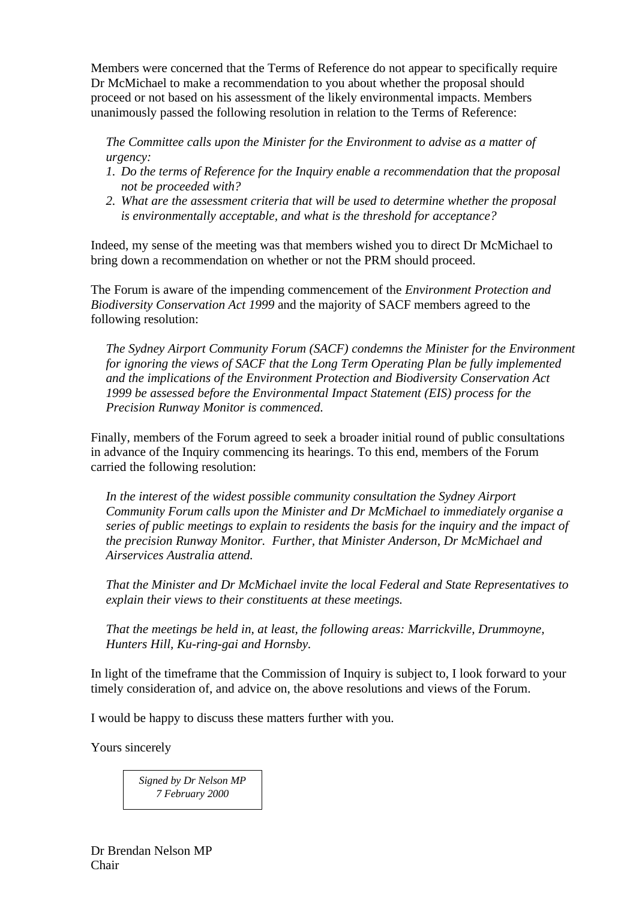Members were concerned that the Terms of Reference do not appear to specifically require Dr McMichael to make a recommendation to you about whether the proposal should proceed or not based on his assessment of the likely environmental impacts. Members unanimously passed the following resolution in relation to the Terms of Reference:

> *The Committee calls upon the Minister for the Environment to advise as a matter of urgency:*
> 1. *Do the terms of Reference for the Inquiry enable a recommendation that the proposal not be proceeded with?*
> 2. *What are the assessment criteria that will be used to determine whether the proposal is environmentally acceptable, and what is the threshold for acceptance?*

Indeed, my sense of the meeting was that members wished you to direct Dr McMichael to bring down a recommendation on whether or not the PRM should proceed.

The Forum is aware of the impending commencement of the *Environment Protection and Biodiversity Conservation Act 1999* and the majority of SACF members agreed to the following resolution:

> *The Sydney Airport Community Forum (SACF) condemns the Minister for the Environment for ignoring the views of SACF that the Long Term Operating Plan be fully implemented and the implications of the Environment Protection and Biodiversity Conservation Act 1999 be assessed before the Environmental Impact Statement (EIS) process for the Precision Runway Monitor is commenced.*

Finally, members of the Forum agreed to seek a broader initial round of public consultations in advance of the Inquiry commencing its hearings. To this end, members of the Forum carried the following resolution:

> *In the interest of the widest possible community consultation the Sydney Airport Community Forum calls upon the Minister and Dr McMichael to immediately organise a series of public meetings to explain to residents the basis for the inquiry and the impact of the precision Runway Monitor. Further, that Minister Anderson, Dr McMichael and Airservices Australia attend.*
>
> *That the Minister and Dr McMichael invite the local Federal and State Representatives to explain their views to their constituents at these meetings.*
>
> *That the meetings be held in, at least, the following areas: Marrickville, Drummoyne, Hunters Hill, Ku-ring-gai and Hornsby.*

In light of the timeframe that the Commission of Inquiry is subject to, I look forward to your timely consideration of, and advice on, the above resolutions and views of the Forum.

I would be happy to discuss these matters further with you.

Yours sincerely

*Signed by Dr Nelson MP*
*7 February 2000*

Dr Brendan Nelson MP
Chair